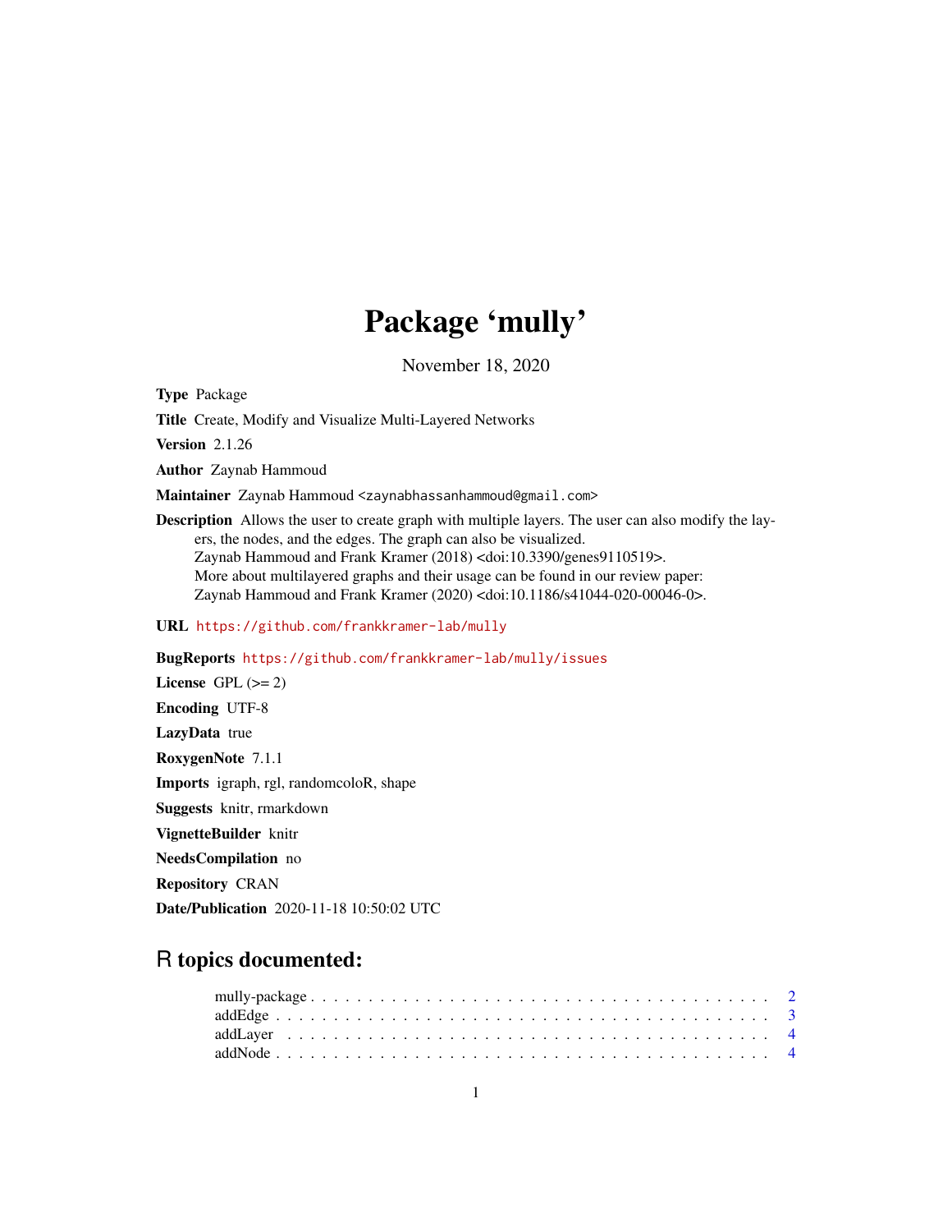# Package 'mully'

November 18, 2020

**Type** Package

**Title** Create, Modify and Visualize Multi-Layered Networks

**Version** 2.1.26

**Author** Zaynab Hammoud

**Maintainer** Zaynab Hammoud <zaynabhassanhammoud@gmail.com>

**Description** Allows the user to create graph with multiple layers. The user can also modify the layers, the nodes, and the edges. The graph can also be visualized.
Zaynab Hammoud and Frank Kramer (2018) <doi:10.3390/genes9110519>.
More about multilayered graphs and their usage can be found in our review paper:
Zaynab Hammoud and Frank Kramer (2020) <doi:10.1186/s41044-020-00046-0>.

**URL** https://github.com/frankkramer-lab/mully

**BugReports** https://github.com/frankkramer-lab/mully/issues

**License** GPL (>= 2)

**Encoding** UTF-8

**LazyData** true

**RoxygenNote** 7.1.1

**Imports** igraph, rgl, randomcoloR, shape

**Suggests** knitr, rmarkdown

**VignetteBuilder** knitr

**NeedsCompilation** no

**Repository** CRAN

**Date/Publication** 2020-11-18 10:50:02 UTC

## R topics documented:

mully-package . . . . . . . . . . . . . . . . . . . . . . . . . . . . . . . . . . . . . . . 2
addEdge . . . . . . . . . . . . . . . . . . . . . . . . . . . . . . . . . . . . . . . . . . . 3
addLayer . . . . . . . . . . . . . . . . . . . . . . . . . . . . . . . . . . . . . . . . . . 4
addNode . . . . . . . . . . . . . . . . . . . . . . . . . . . . . . . . . . . . . . . . . . . 4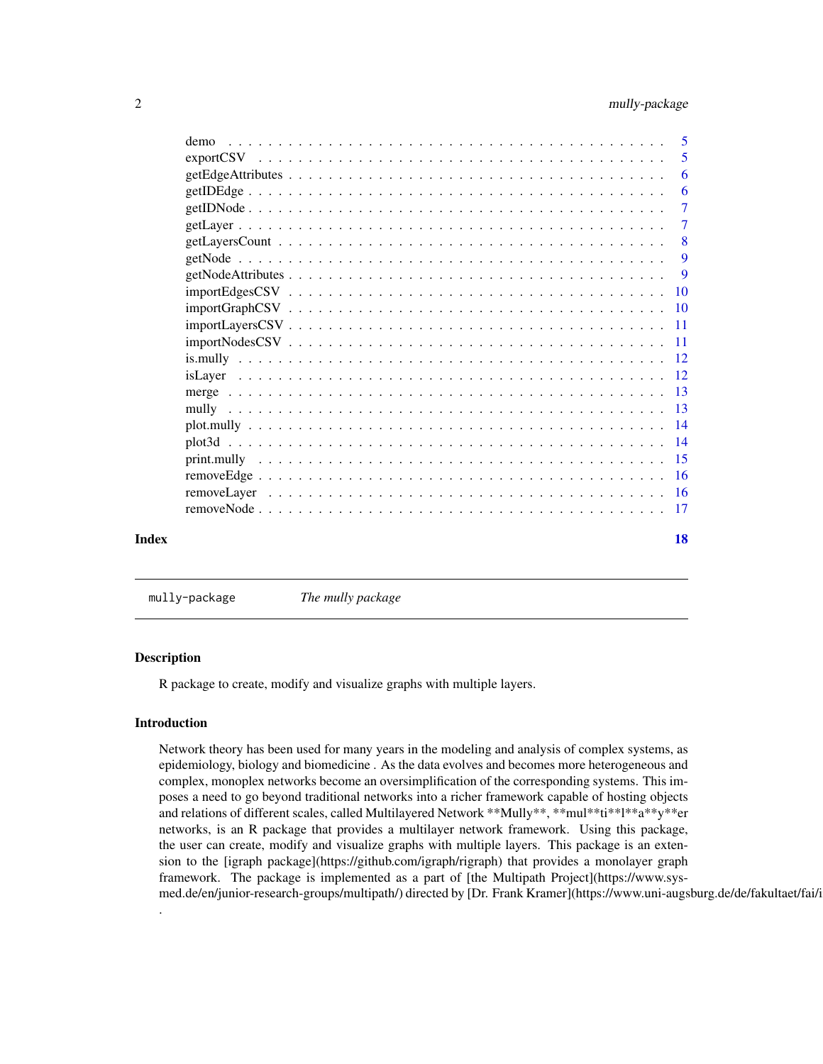| | |
|---|---|
| demo | 5 |
| exportCSV | 5 |
| getEdgeAttributes | 6 |
| getIDEdge | 6 |
| getIDNode | 7 |
| getLayer | 7 |
| getLayersCount | 8 |
| getNode | 9 |
| getNodeAttributes | 9 |
| importEdgesCSV | 10 |
| importGraphCSV | 10 |
| importLayersCSV | 11 |
| importNodesCSV | 11 |
| is.mully | 12 |
| isLayer | 12 |
| merge | 13 |
| mully | 13 |
| plot.mully | 14 |
| plot3d | 14 |
| print.mully | 15 |
| removeEdge | 16 |
| removeLayer | 16 |
| removeNode | 17 |

**Index** 18

---

`mully-package` *The mully package*

---

## Description

R package to create, modify and visualize graphs with multiple layers.

## Introduction

Network theory has been used for many years in the modeling and analysis of complex systems, as epidemiology, biology and biomedicine . As the data evolves and becomes more heterogeneous and complex, monoplex networks become an oversimplification of the corresponding systems. This imposes a need to go beyond traditional networks into a richer framework capable of hosting objects and relations of different scales, called Multilayered Network **Mully**, **mul**ti**l**a**y**er networks, is an R package that provides a multilayer network framework. Using this package, the user can create, modify and visualize graphs with multiple layers. This package is an extension to the [igraph package](https://github.com/igraph/rigraph) that provides a monolayer graph framework. The package is implemented as a part of [the Multipath Project](https://www.sys-med.de/en/junior-research-groups/multipath/) directed by [Dr. Frank Kramer](https://www.uni-augsburg.de/de/fakultaet/fai/i
.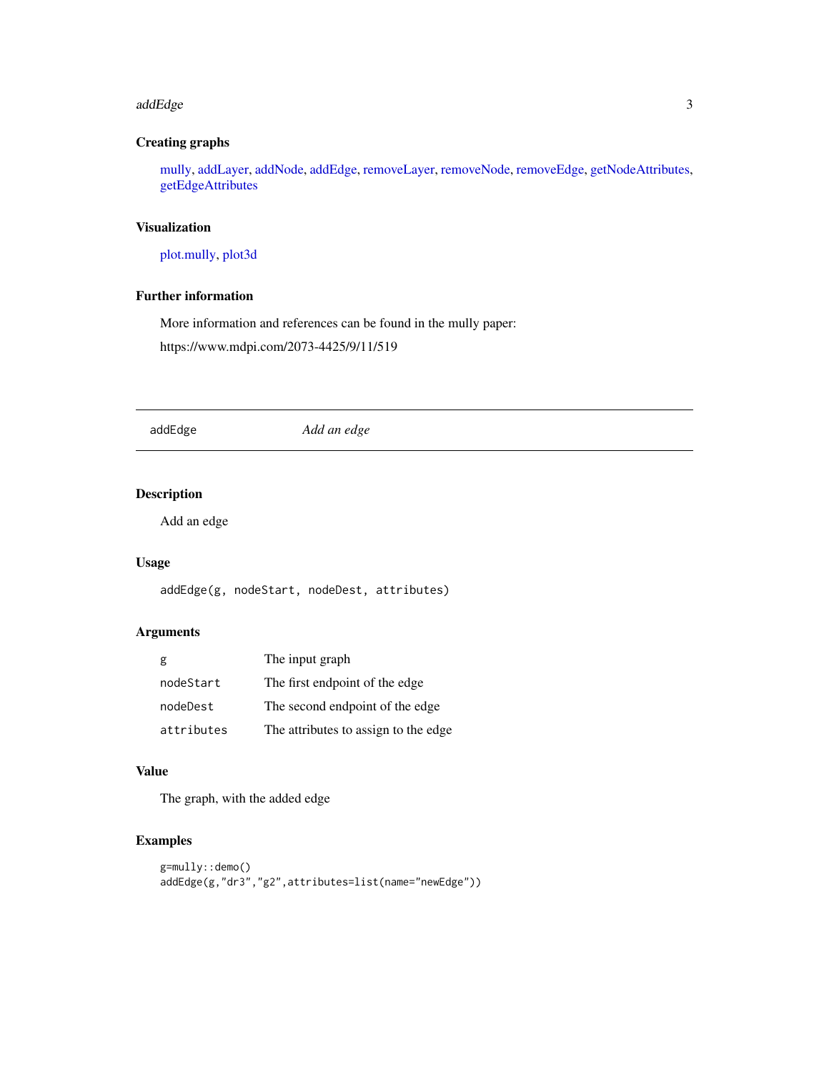### Creating graphs

mully, addLayer, addNode, addEdge, removeLayer, removeNode, removeEdge, getNodeAttributes, getEdgeAttributes

### Visualization

plot.mully, plot3d

### Further information

More information and references can be found in the mully paper:

https://www.mdpi.com/2073-4425/9/11/519

---

## addEdge *Add an edge*

---

### Description

Add an edge

### Usage

```
addEdge(g, nodeStart, nodeDest, attributes)
```

### Arguments

| | |
|---|---|
| `g` | The input graph |
| `nodeStart` | The first endpoint of the edge |
| `nodeDest` | The second endpoint of the edge |
| `attributes` | The attributes to assign to the edge |

### Value

The graph, with the added edge

### Examples

```
g=mully::demo()
addEdge(g,"dr3","g2",attributes=list(name="newEdge"))
```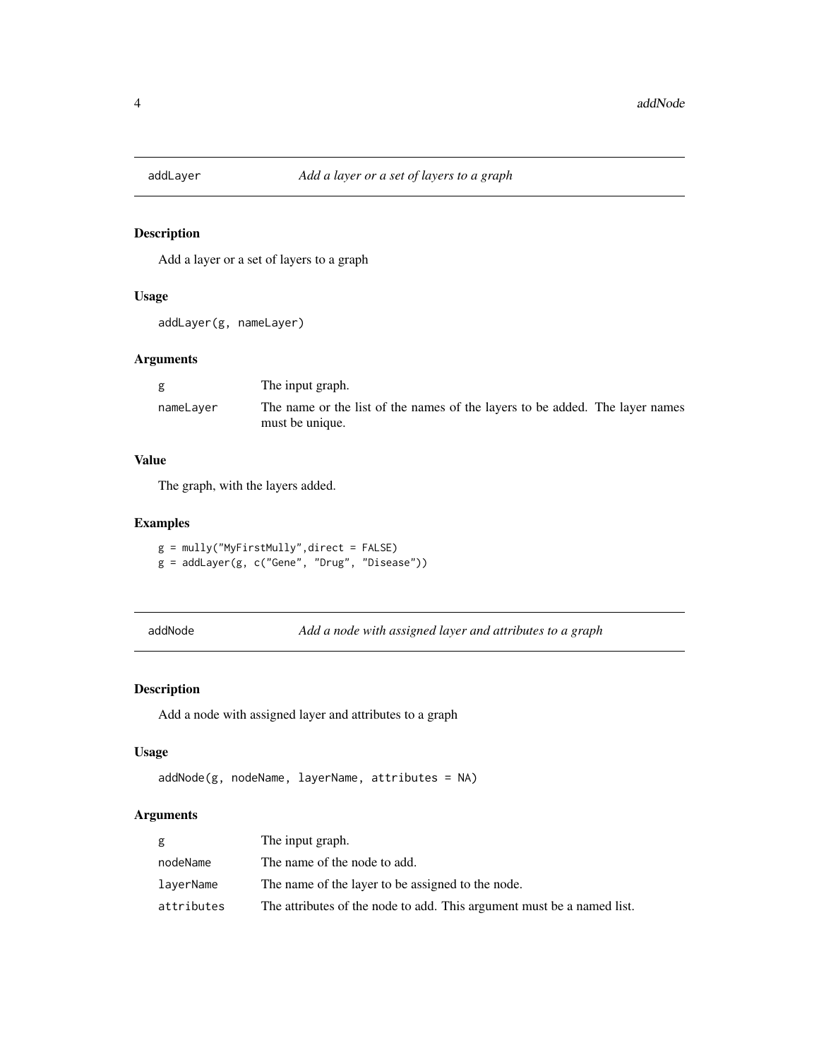## addLayer *Add a layer or a set of layers to a graph*

### Description

Add a layer or a set of layers to a graph

### Usage

```
addLayer(g, nameLayer)
```

### Arguments

| | |
|---|---|
| g | The input graph. |
| nameLayer | The name or the list of the names of the layers to be added. The layer names must be unique. |

### Value

The graph, with the layers added.

### Examples

```
g = mully("MyFirstMully",direct = FALSE)
g = addLayer(g, c("Gene", "Drug", "Disease"))
```

## addNode *Add a node with assigned layer and attributes to a graph*

### Description

Add a node with assigned layer and attributes to a graph

### Usage

```
addNode(g, nodeName, layerName, attributes = NA)
```

### Arguments

| | |
|---|---|
| g | The input graph. |
| nodeName | The name of the node to add. |
| layerName | The name of the layer to be assigned to the node. |
| attributes | The attributes of the node to add. This argument must be a named list. |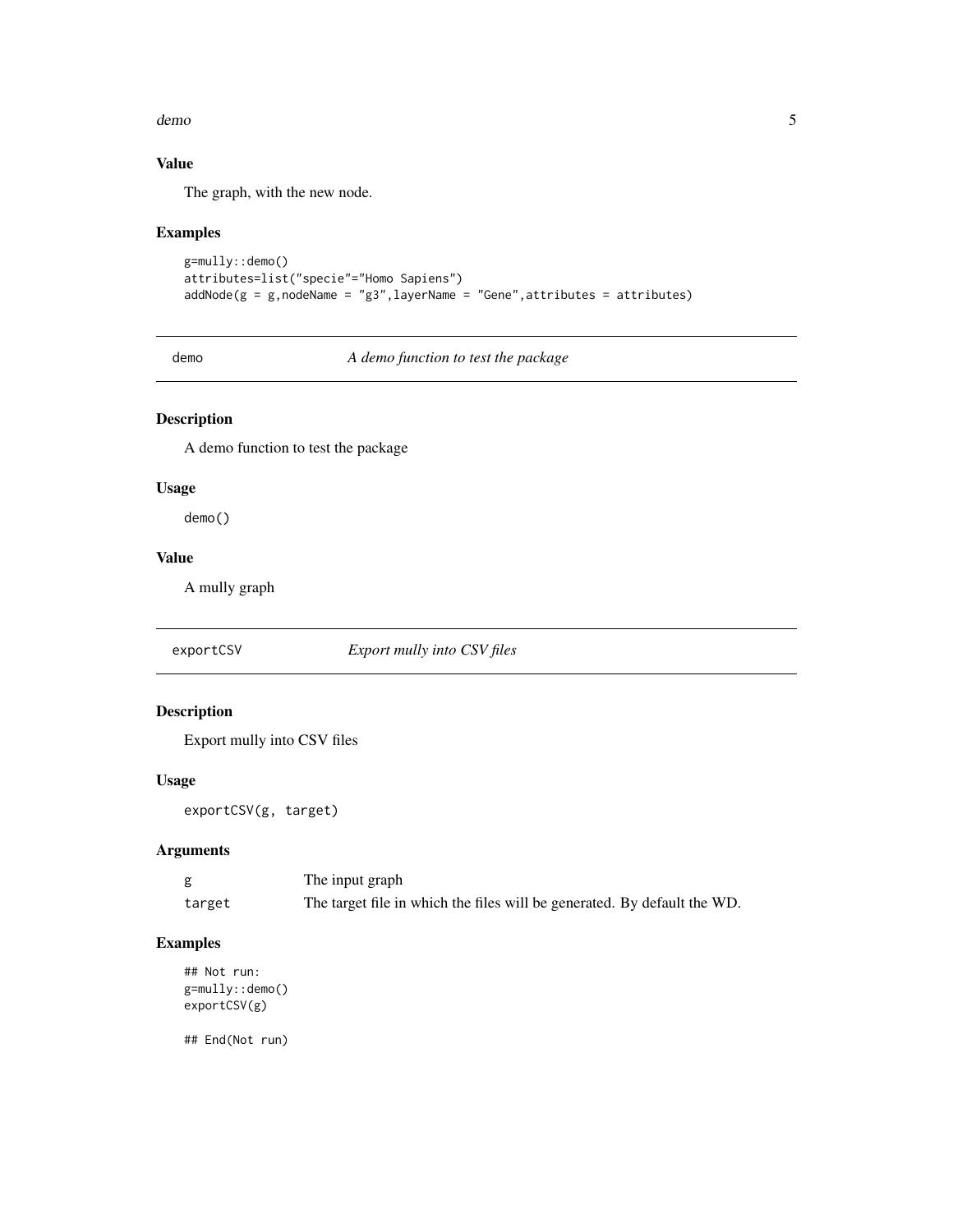### Value

The graph, with the new node.

### Examples

```
g=mully::demo()
attributes=list("specie"="Homo Sapiens")
addNode(g = g,nodeName = "g3",layerName = "Gene",attributes = attributes)
```

## demo — *A demo function to test the package*

### Description

A demo function to test the package

### Usage

```
demo()
```

### Value

A mully graph

## exportCSV — *Export mully into CSV files*

### Description

Export mully into CSV files

### Usage

```
exportCSV(g, target)
```

### Arguments

| | |
|---|---|
| g | The input graph |
| target | The target file in which the files will be generated. By default the WD. |

### Examples

```
## Not run:
g=mully::demo()
exportCSV(g)

## End(Not run)
```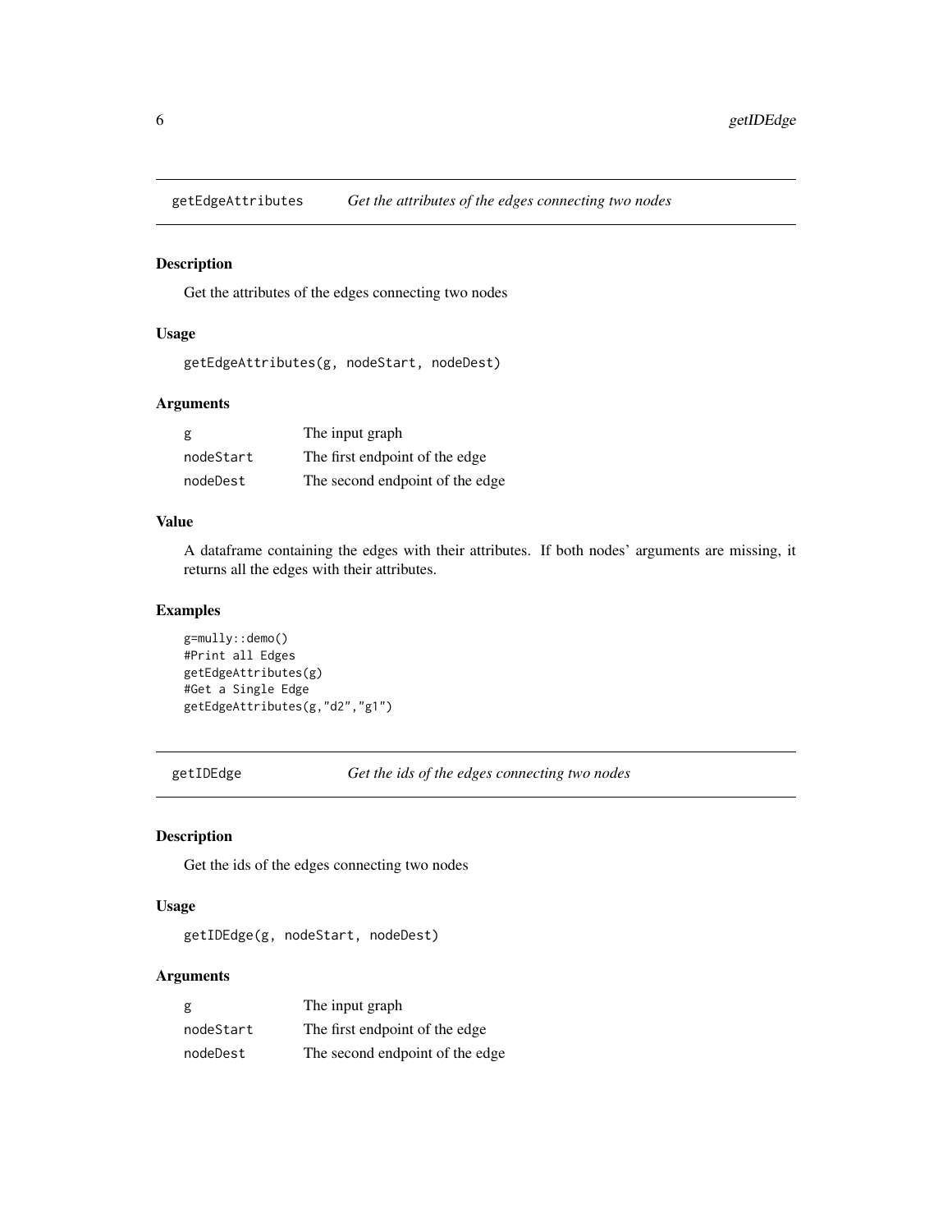## getEdgeAttributes *Get the attributes of the edges connecting two nodes*

### Description

Get the attributes of the edges connecting two nodes

### Usage

```
getEdgeAttributes(g, nodeStart, nodeDest)
```

### Arguments

| | |
|---|---|
| g | The input graph |
| nodeStart | The first endpoint of the edge |
| nodeDest | The second endpoint of the edge |

### Value

A dataframe containing the edges with their attributes. If both nodes' arguments are missing, it returns all the edges with their attributes.

### Examples

```
g=mully::demo()
#Print all Edges
getEdgeAttributes(g)
#Get a Single Edge
getEdgeAttributes(g,"d2","g1")
```

## getIDEdge *Get the ids of the edges connecting two nodes*

### Description

Get the ids of the edges connecting two nodes

### Usage

```
getIDEdge(g, nodeStart, nodeDest)
```

### Arguments

| | |
|---|---|
| g | The input graph |
| nodeStart | The first endpoint of the edge |
| nodeDest | The second endpoint of the edge |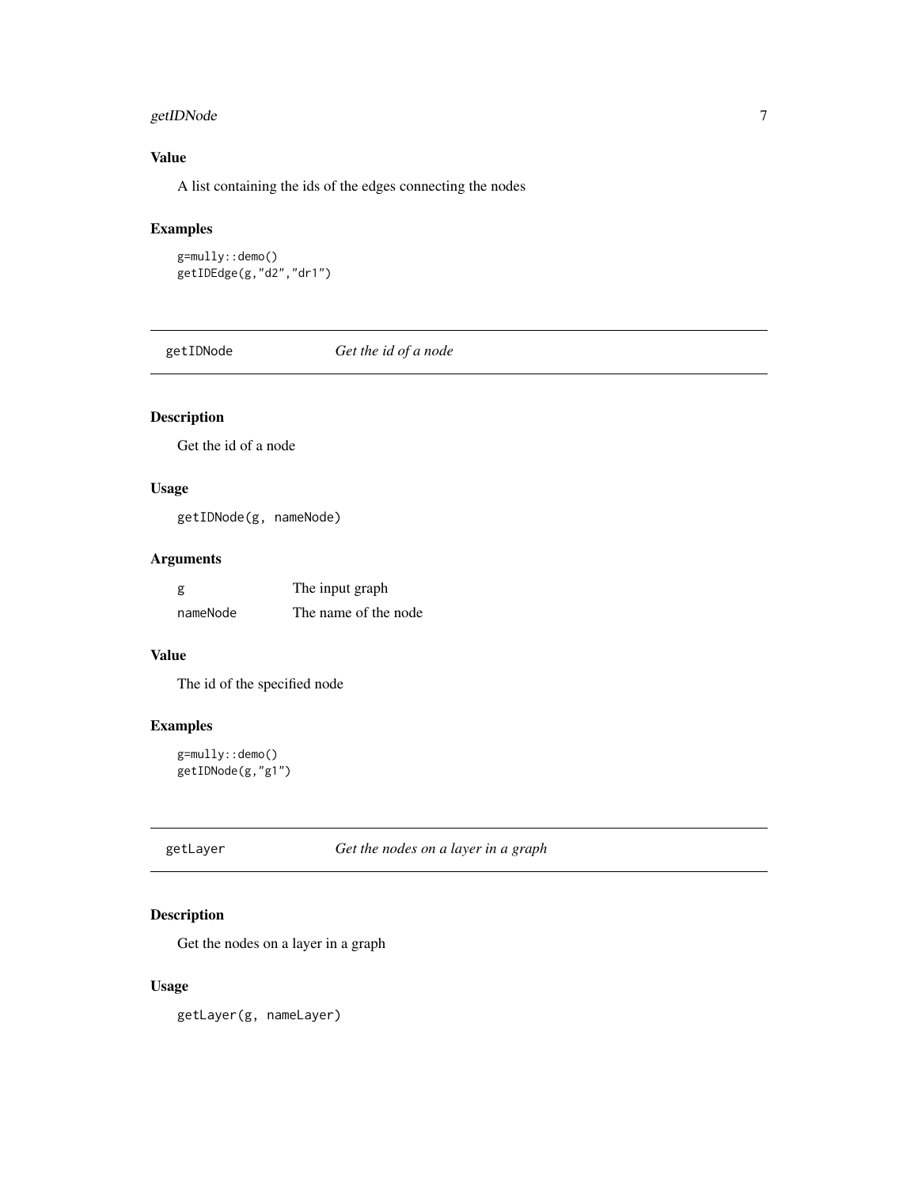## Value

A list containing the ids of the edges connecting the nodes

## Examples

```
g=mully::demo()
getIDEdge(g,"d2","dr1")
```

---

# getIDNode — *Get the id of a node*

## Description

Get the id of a node

## Usage

```
getIDNode(g, nameNode)
```

## Arguments

| | |
|---|---|
| g | The input graph |
| nameNode | The name of the node |

## Value

The id of the specified node

## Examples

```
g=mully::demo()
getIDNode(g,"g1")
```

---

# getLayer — *Get the nodes on a layer in a graph*

## Description

Get the nodes on a layer in a graph

## Usage

```
getLayer(g, nameLayer)
```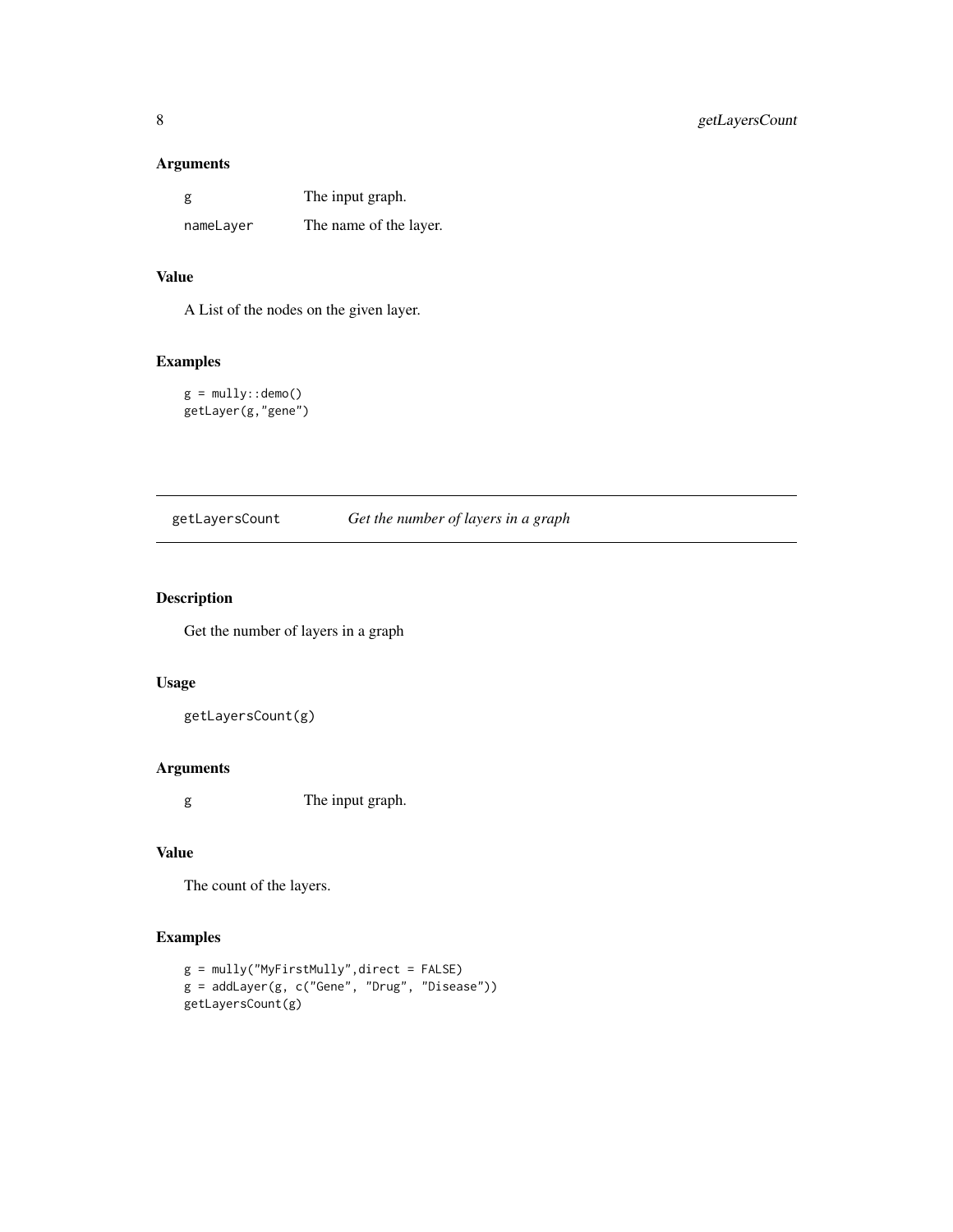### Arguments

| | |
|---|---|
| g | The input graph. |
| nameLayer | The name of the layer. |

### Value

A List of the nodes on the given layer.

### Examples

```
g = mully::demo()
getLayer(g,"gene")
```

---

## getLayersCount *Get the number of layers in a graph*

### Description

Get the number of layers in a graph

### Usage

```
getLayersCount(g)
```

### Arguments

| | |
|---|---|
| g | The input graph. |

### Value

The count of the layers.

### Examples

```
g = mully("MyFirstMully",direct = FALSE)
g = addLayer(g, c("Gene", "Drug", "Disease"))
getLayersCount(g)
```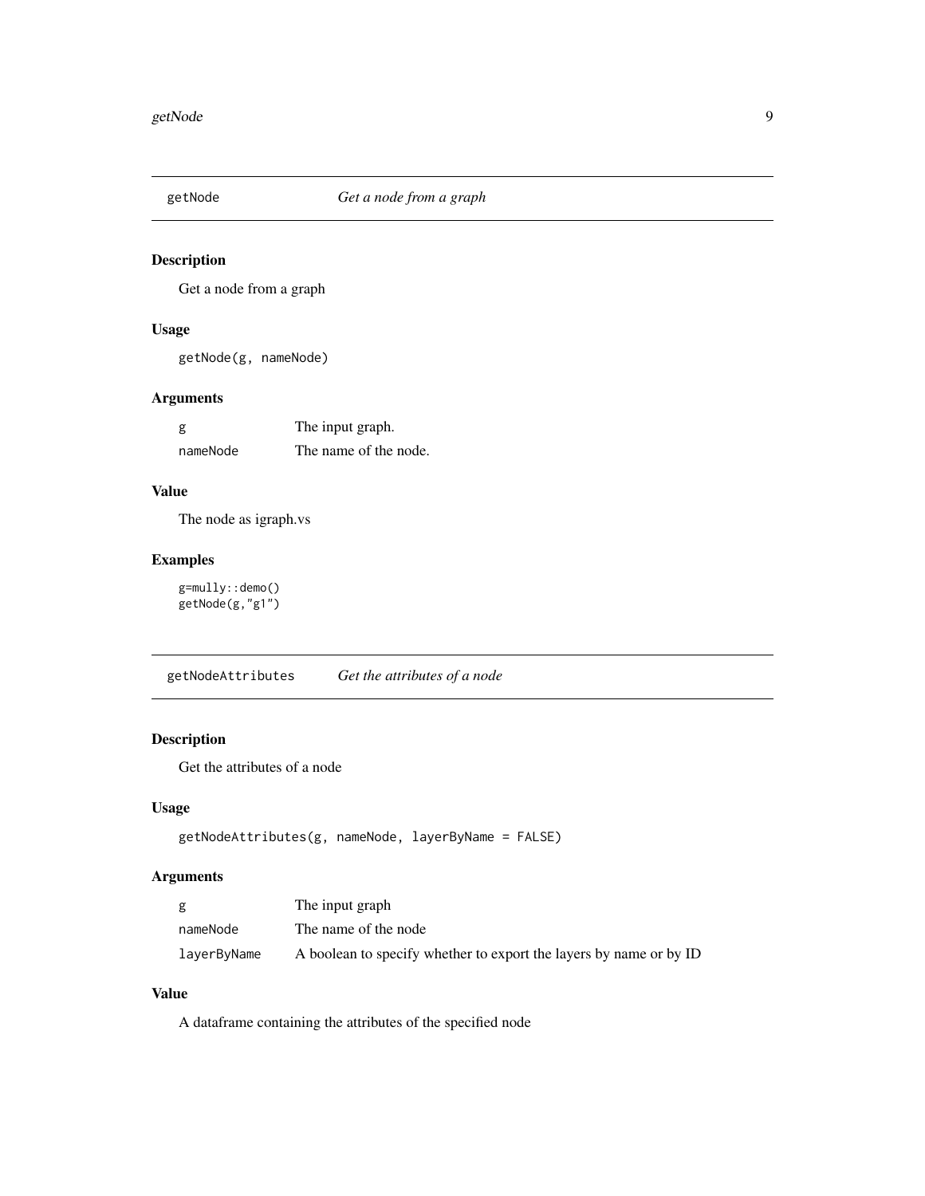## getNode — *Get a node from a graph*

### Description

Get a node from a graph

### Usage

```
getNode(g, nameNode)
```

### Arguments

| | |
|---|---|
| g | The input graph. |
| nameNode | The name of the node. |

### Value

The node as igraph.vs

### Examples

```
g=mully::demo()
getNode(g,"g1")
```

## getNodeAttributes — *Get the attributes of a node*

### Description

Get the attributes of a node

### Usage

```
getNodeAttributes(g, nameNode, layerByName = FALSE)
```

### Arguments

| | |
|---|---|
| g | The input graph |
| nameNode | The name of the node |
| layerByName | A boolean to specify whether to export the layers by name or by ID |

### Value

A dataframe containing the attributes of the specified node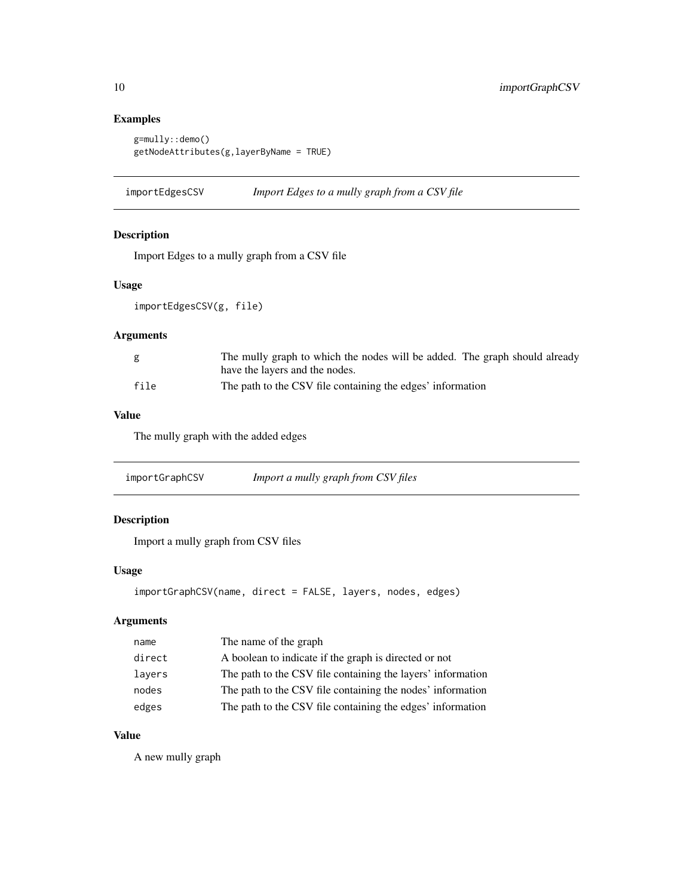## Examples

```
g=mully::demo()
getNodeAttributes(g,layerByName = TRUE)
```

---

## importEdgesCSV — *Import Edges to a mully graph from a CSV file*

### Description

Import Edges to a mully graph from a CSV file

### Usage

```
importEdgesCSV(g, file)
```

### Arguments

| Argument | Description |
|---|---|
| `g` | The mully graph to which the nodes will be added. The graph should already have the layers and the nodes. |
| `file` | The path to the CSV file containing the edges' information |

### Value

The mully graph with the added edges

---

## importGraphCSV — *Import a mully graph from CSV files*

### Description

Import a mully graph from CSV files

### Usage

```
importGraphCSV(name, direct = FALSE, layers, nodes, edges)
```

### Arguments

| Argument | Description |
|---|---|
| `name` | The name of the graph |
| `direct` | A boolean to indicate if the graph is directed or not |
| `layers` | The path to the CSV file containing the layers' information |
| `nodes` | The path to the CSV file containing the nodes' information |
| `edges` | The path to the CSV file containing the edges' information |

### Value

A new mully graph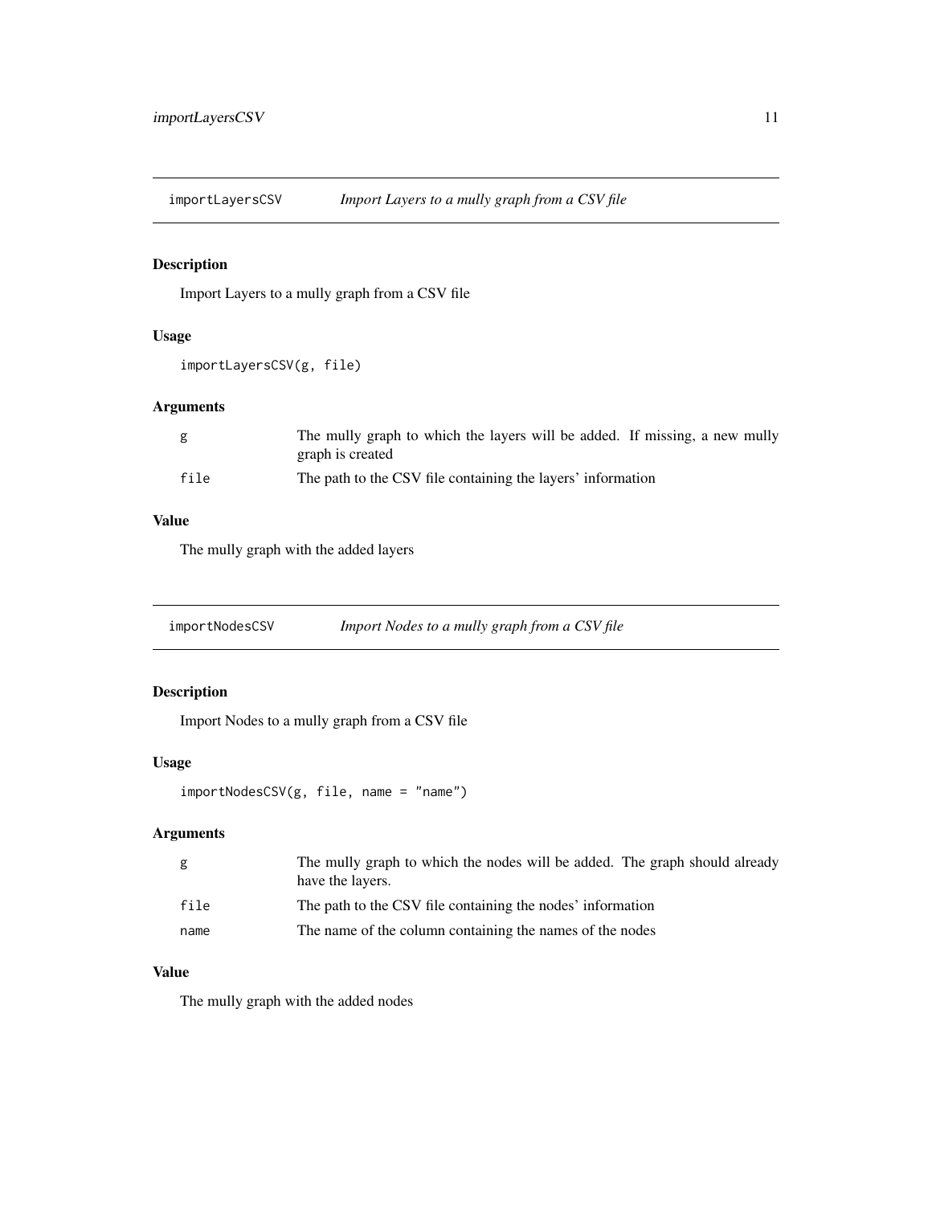## importLayersCSV — *Import Layers to a mully graph from a CSV file*

### Description

Import Layers to a mully graph from a CSV file

### Usage

```
importLayersCSV(g, file)
```

### Arguments

| | |
|---|---|
| g | The mully graph to which the layers will be added. If missing, a new mully graph is created |
| file | The path to the CSV file containing the layers' information |

### Value

The mully graph with the added layers

## importNodesCSV — *Import Nodes to a mully graph from a CSV file*

### Description

Import Nodes to a mully graph from a CSV file

### Usage

```
importNodesCSV(g, file, name = "name")
```

### Arguments

| | |
|---|---|
| g | The mully graph to which the nodes will be added. The graph should already have the layers. |
| file | The path to the CSV file containing the nodes' information |
| name | The name of the column containing the names of the nodes |

### Value

The mully graph with the added nodes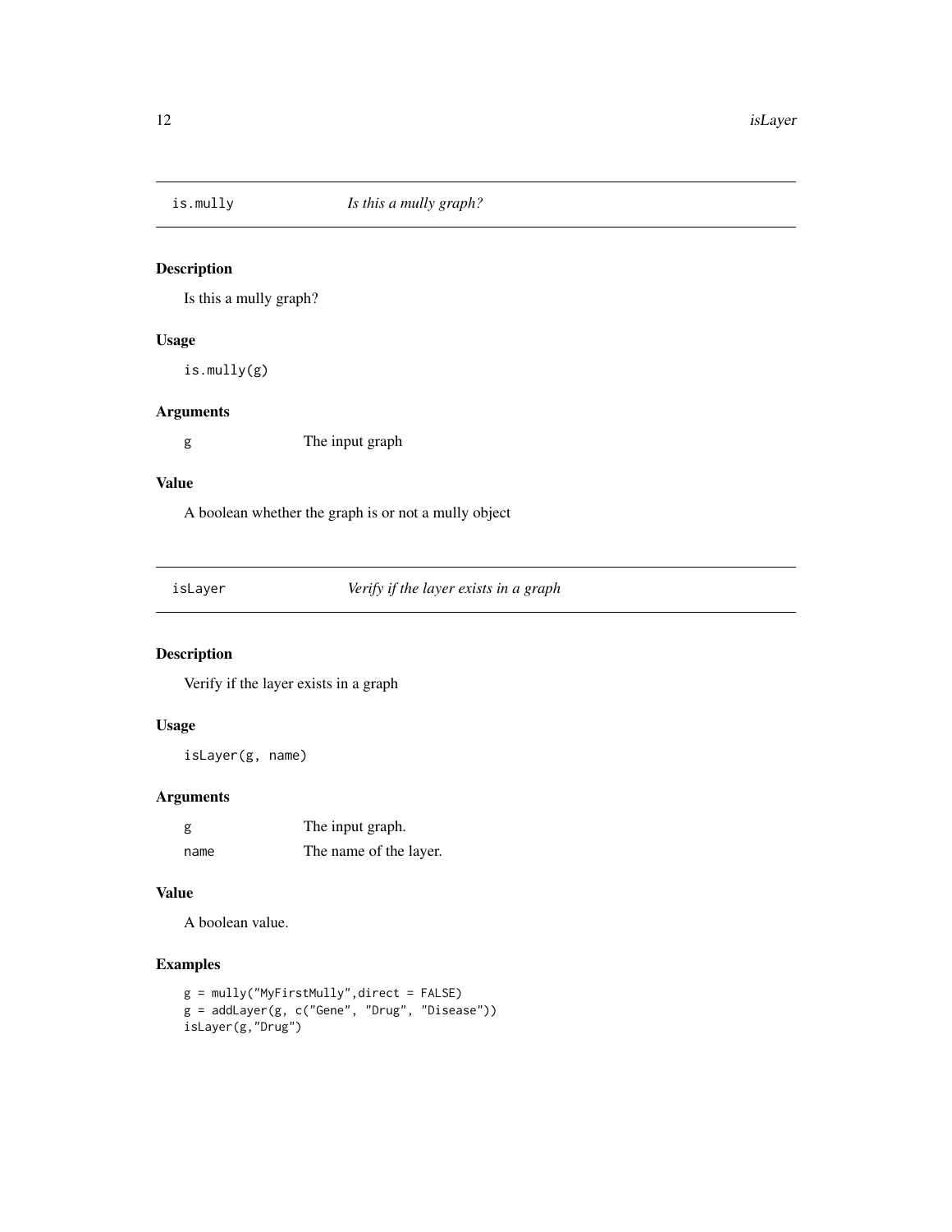## is.mully *Is this a mully graph?*

### Description

Is this a mully graph?

### Usage

```
is.mully(g)
```

### Arguments

| | |
|---|---|
| g | The input graph |

### Value

A boolean whether the graph is or not a mully object

## isLayer *Verify if the layer exists in a graph*

### Description

Verify if the layer exists in a graph

### Usage

```
isLayer(g, name)
```

### Arguments

| | |
|---|---|
| g | The input graph. |
| name | The name of the layer. |

### Value

A boolean value.

### Examples

```
g = mully("MyFirstMully",direct = FALSE)
g = addLayer(g, c("Gene", "Drug", "Disease"))
isLayer(g,"Drug")
```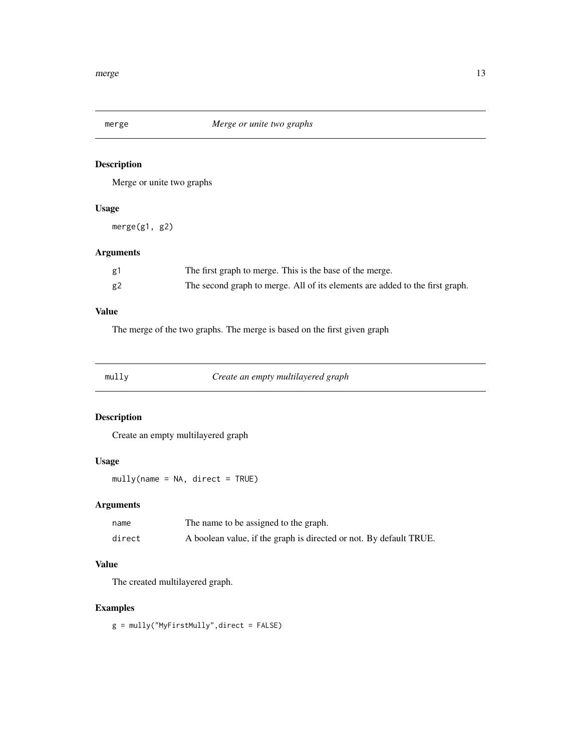## merge — *Merge or unite two graphs*

### Description

Merge or unite two graphs

### Usage

```
merge(g1, g2)
```

### Arguments

| | |
|---|---|
| g1 | The first graph to merge. This is the base of the merge. |
| g2 | The second graph to merge. All of its elements are added to the first graph. |

### Value

The merge of the two graphs. The merge is based on the first given graph

## mully — *Create an empty multilayered graph*

### Description

Create an empty multilayered graph

### Usage

```
mully(name = NA, direct = TRUE)
```

### Arguments

| | |
|---|---|
| name | The name to be assigned to the graph. |
| direct | A boolean value, if the graph is directed or not. By default TRUE. |

### Value

The created multilayered graph.

### Examples

```
g = mully("MyFirstMully",direct = FALSE)
```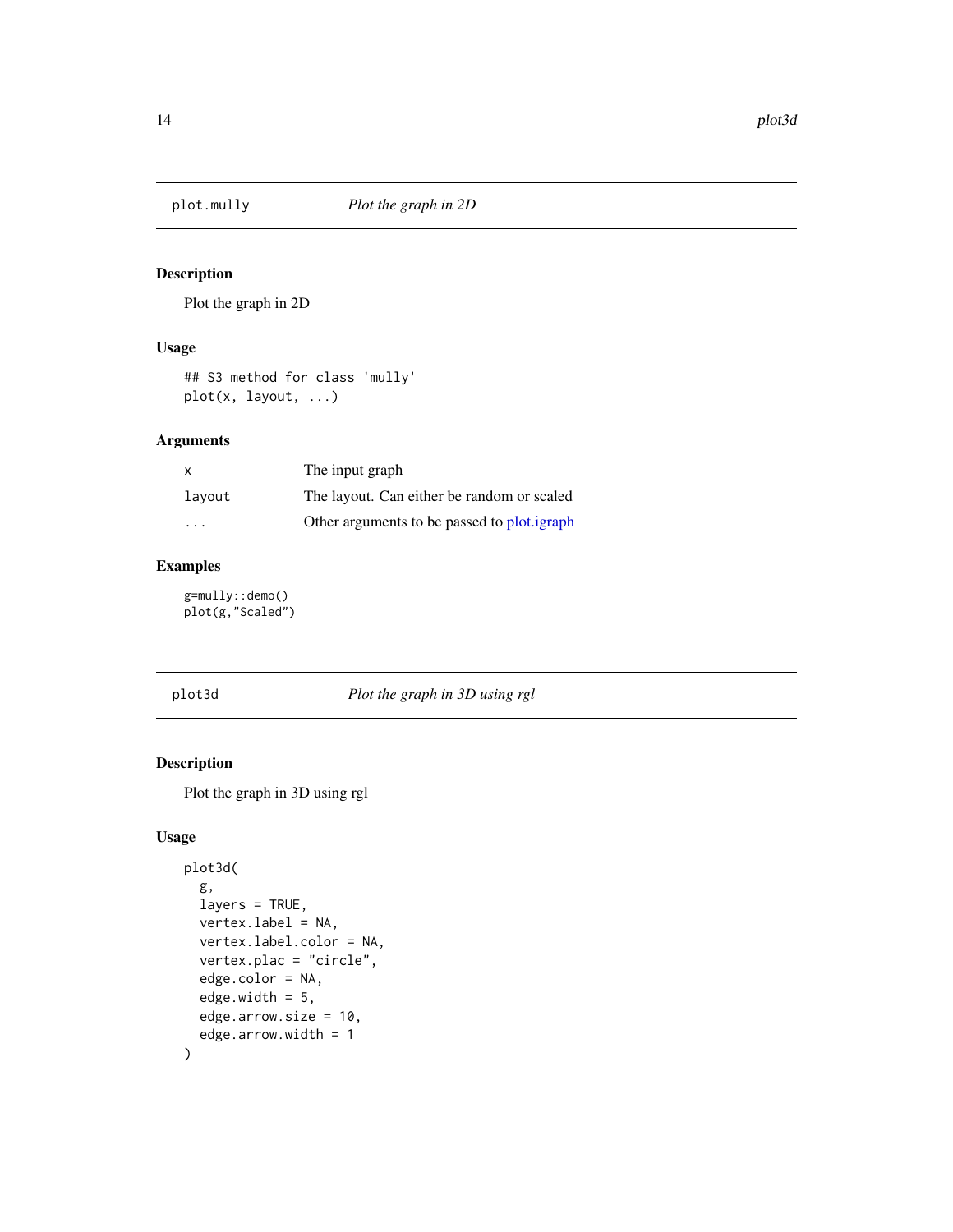## plot.mully — *Plot the graph in 2D*

### Description

Plot the graph in 2D

### Usage

```
## S3 method for class 'mully'
plot(x, layout, ...)
```

### Arguments

| | |
|---|---|
| x | The input graph |
| layout | The layout. Can either be random or scaled |
| ... | Other arguments to be passed to plot.igraph |

### Examples

```
g=mully::demo()
plot(g,"Scaled")
```

## plot3d — *Plot the graph in 3D using rgl*

### Description

Plot the graph in 3D using rgl

### Usage

```
plot3d(
  g,
  layers = TRUE,
  vertex.label = NA,
  vertex.label.color = NA,
  vertex.plac = "circle",
  edge.color = NA,
  edge.width = 5,
  edge.arrow.size = 10,
  edge.arrow.width = 1
)
```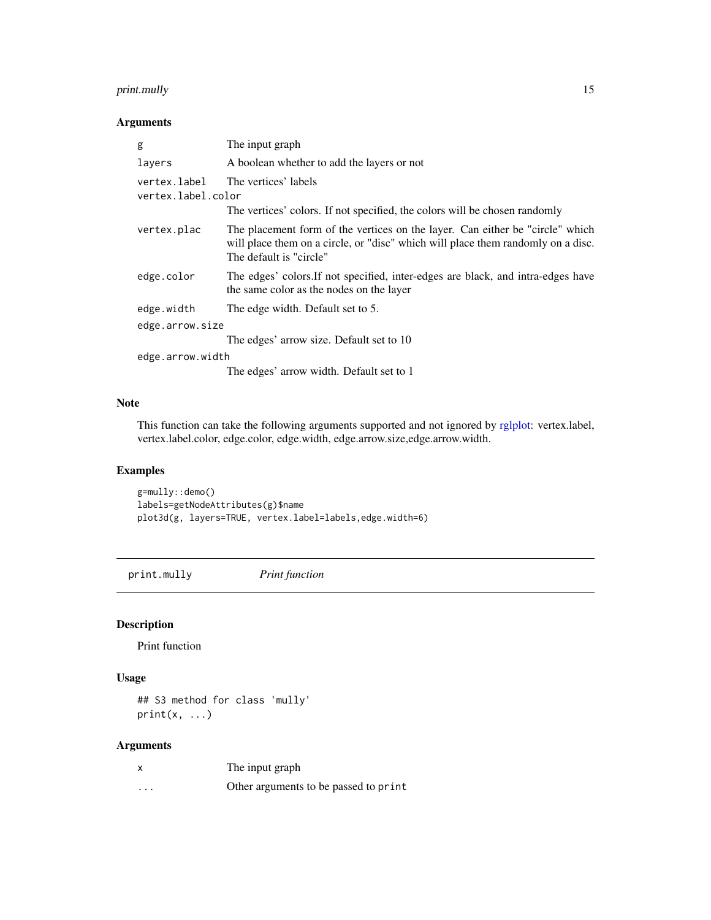### Arguments

| | |
|---|---|
| `g` | The input graph |
| `layers` | A boolean whether to add the layers or not |
| `vertex.label` | The vertices' labels |
| `vertex.label.color` | The vertices' colors. If not specified, the colors will be chosen randomly |
| `vertex.plac` | The placement form of the vertices on the layer. Can either be "circle" which will place them on a circle, or "disc" which will place them randomly on a disc. The default is "circle" |
| `edge.color` | The edges' colors.If not specified, inter-edges are black, and intra-edges have the same color as the nodes on the layer |
| `edge.width` | The edge width. Default set to 5. |
| `edge.arrow.size` | The edges' arrow size. Default set to 10 |
| `edge.arrow.width` | The edges' arrow width. Default set to 1 |

### Note

This function can take the following arguments supported and not ignored by rglplot: vertex.label, vertex.label.color, edge.color, edge.width, edge.arrow.size,edge.arrow.width.

### Examples

```
g=mully::demo()
labels=getNodeAttributes(g)$name
plot3d(g, layers=TRUE, vertex.label=labels,edge.width=6)
```

---

## print.mully — *Print function*

### Description

Print function

### Usage

```
## S3 method for class 'mully'
print(x, ...)
```

### Arguments

| | |
|---|---|
| `x` | The input graph |
| `...` | Other arguments to be passed to `print` |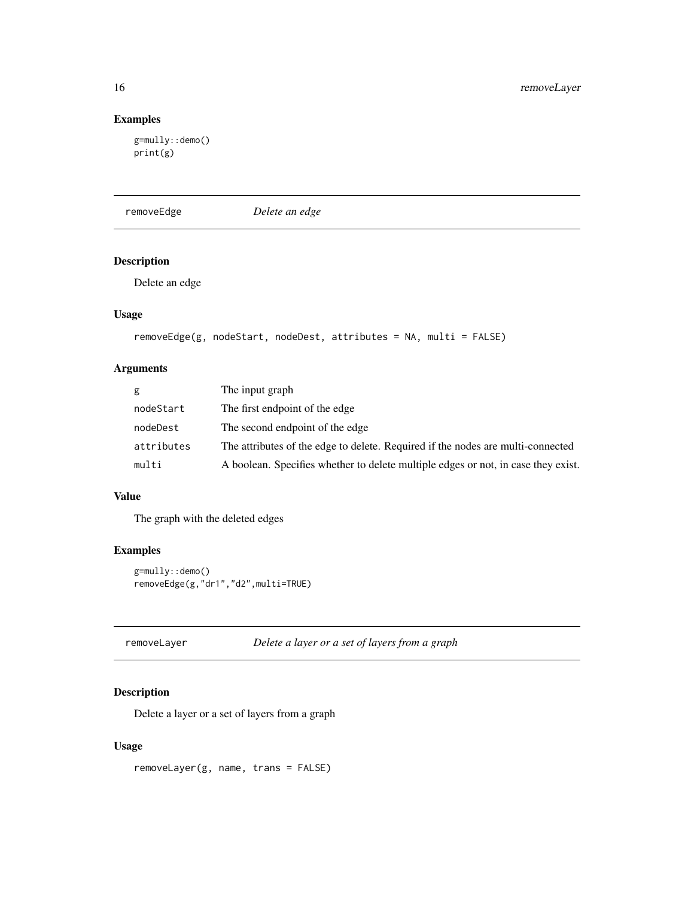## Examples

```
g=mully::demo()
print(g)
```

## removeEdge — *Delete an edge*

### Description

Delete an edge

### Usage

```
removeEdge(g, nodeStart, nodeDest, attributes = NA, multi = FALSE)
```

### Arguments

| | |
|---|---|
| g | The input graph |
| nodeStart | The first endpoint of the edge |
| nodeDest | The second endpoint of the edge |
| attributes | The attributes of the edge to delete. Required if the nodes are multi-connected |
| multi | A boolean. Specifies whether to delete multiple edges or not, in case they exist. |

### Value

The graph with the deleted edges

### Examples

```
g=mully::demo()
removeEdge(g,"dr1","d2",multi=TRUE)
```

## removeLayer — *Delete a layer or a set of layers from a graph*

### Description

Delete a layer or a set of layers from a graph

### Usage

```
removeLayer(g, name, trans = FALSE)
```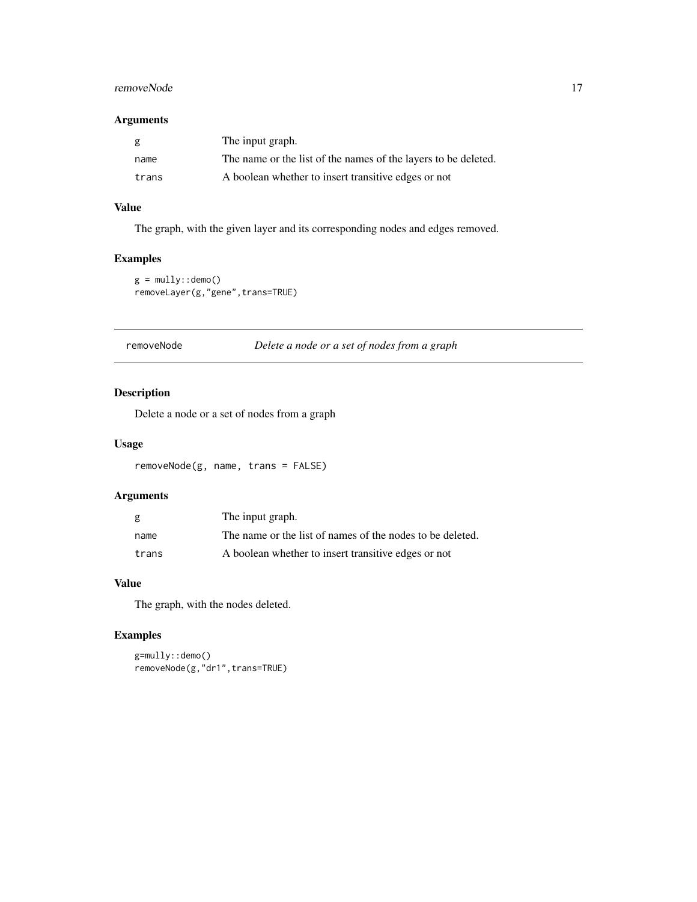### Arguments

| | |
|---|---|
| g | The input graph. |
| name | The name or the list of the names of the layers to be deleted. |
| trans | A boolean whether to insert transitive edges or not |

### Value

The graph, with the given layer and its corresponding nodes and edges removed.

### Examples

```
g = mully::demo()
removeLayer(g,"gene",trans=TRUE)
```

---

## removeNode — *Delete a node or a set of nodes from a graph*

### Description

Delete a node or a set of nodes from a graph

### Usage

```
removeNode(g, name, trans = FALSE)
```

### Arguments

| | |
|---|---|
| g | The input graph. |
| name | The name or the list of names of the nodes to be deleted. |
| trans | A boolean whether to insert transitive edges or not |

### Value

The graph, with the nodes deleted.

### Examples

```
g=mully::demo()
removeNode(g,"dr1",trans=TRUE)
```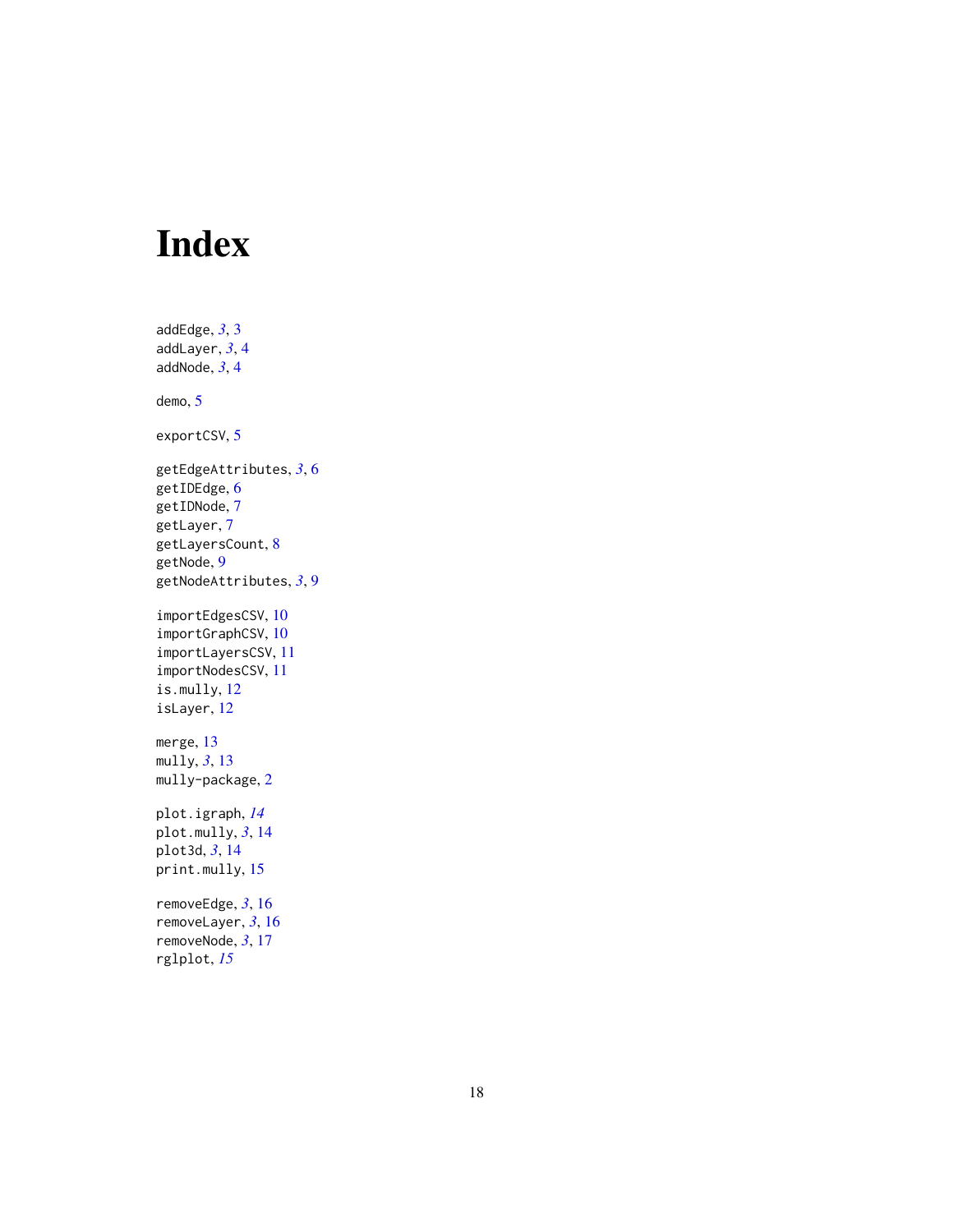# Index

addEdge, *3*, 3
addLayer, *3*, 4
addNode, *3*, 4

demo, 5

exportCSV, 5

getEdgeAttributes, *3*, 6
getIDEdge, 6
getIDNode, 7
getLayer, 7
getLayersCount, 8
getNode, 9
getNodeAttributes, *3*, 9

importEdgesCSV, 10
importGraphCSV, 10
importLayersCSV, 11
importNodesCSV, 11
is.mully, 12
isLayer, 12

merge, 13
mully, *3*, 13
mully-package, 2

plot.igraph, *14*
plot.mully, *3*, 14
plot3d, *3*, 14
print.mully, 15

removeEdge, *3*, 16
removeLayer, *3*, 16
removeNode, *3*, 17
rglplot, *15*